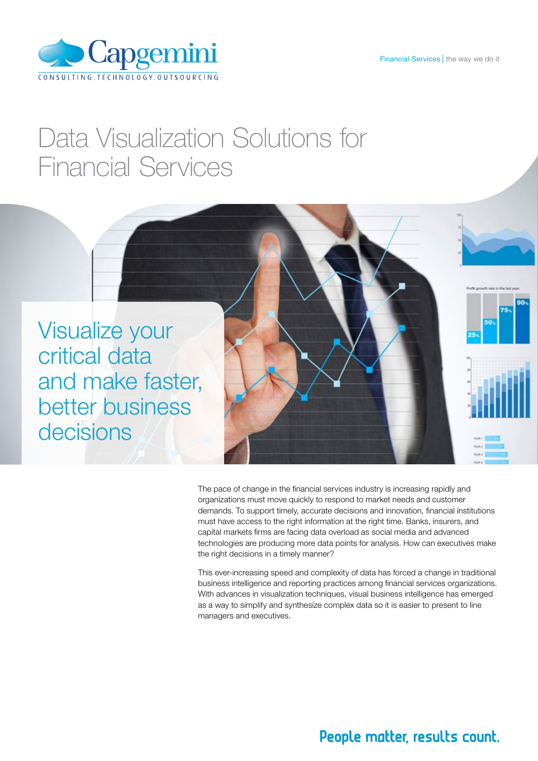Capgemini

CONSULTING.TECHNOLOGY.OUTSOURCING

Financial Services | the way we do it

# Data Visualization Solutions for Financial Services

## Visualize your critical data and make faster, better business decisions

The pace of change in the financial services industry is increasing rapidly and organizations must move quickly to respond to market needs and customer demands. To support timely, accurate decisions and innovation, financial institutions must have access to the right information at the right time. Banks, insurers, and capital markets firms are facing data overload as social media and advanced technologies are producing more data points for analysis. How can executives make the right decisions in a timely manner?

This ever-increasing speed and complexity of data has forced a change in traditional business intelligence and reporting practices among financial services organizations. With advances in visualization techniques, visual business intelligence has emerged as a way to simplify and synthesize complex data so it is easier to present to line managers and executives.

People matter, results count.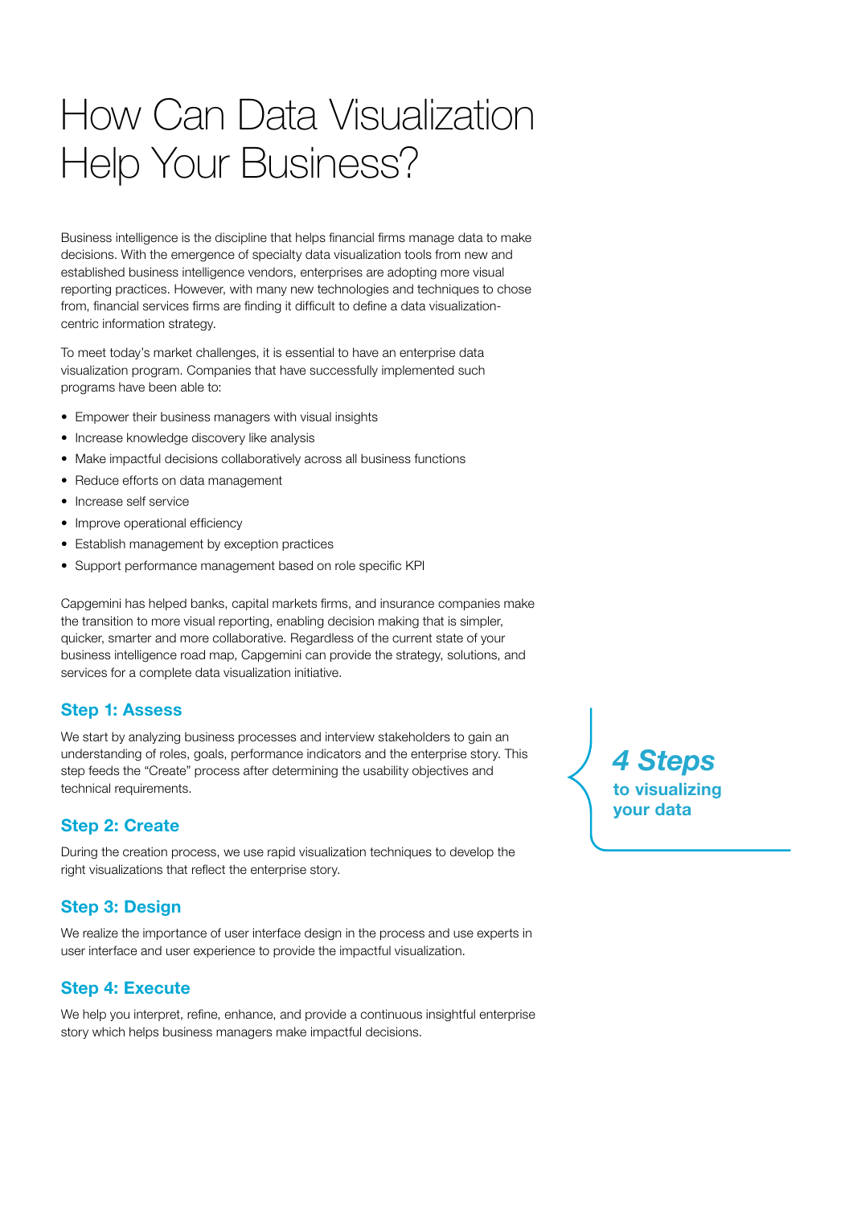# How Can Data Visualization Help Your Business?

Business intelligence is the discipline that helps financial firms manage data to make decisions. With the emergence of specialty data visualization tools from new and established business intelligence vendors, enterprises are adopting more visual reporting practices. However, with many new technologies and techniques to chose from, financial services firms are finding it difficult to define a data visualization-centric information strategy.

To meet today's market challenges, it is essential to have an enterprise data visualization program. Companies that have successfully implemented such programs have been able to:

- Empower their business managers with visual insights
- Increase knowledge discovery like analysis
- Make impactful decisions collaboratively across all business functions
- Reduce efforts on data management
- Increase self service
- Improve operational efficiency
- Establish management by exception practices
- Support performance management based on role specific KPI

Capgemini has helped banks, capital markets firms, and insurance companies make the transition to more visual reporting, enabling decision making that is simpler, quicker, smarter and more collaborative. Regardless of the current state of your business intelligence road map, Capgemini can provide the strategy, solutions, and services for a complete data visualization initiative.

***4 Steps* to visualizing your data**

### Step 1: Assess

We start by analyzing business processes and interview stakeholders to gain an understanding of roles, goals, performance indicators and the enterprise story. This step feeds the "Create" process after determining the usability objectives and technical requirements.

### Step 2: Create

During the creation process, we use rapid visualization techniques to develop the right visualizations that reflect the enterprise story.

### Step 3: Design

We realize the importance of user interface design in the process and use experts in user interface and user experience to provide the impactful visualization.

### Step 4: Execute

We help you interpret, refine, enhance, and provide a continuous insightful enterprise story which helps business managers make impactful decisions.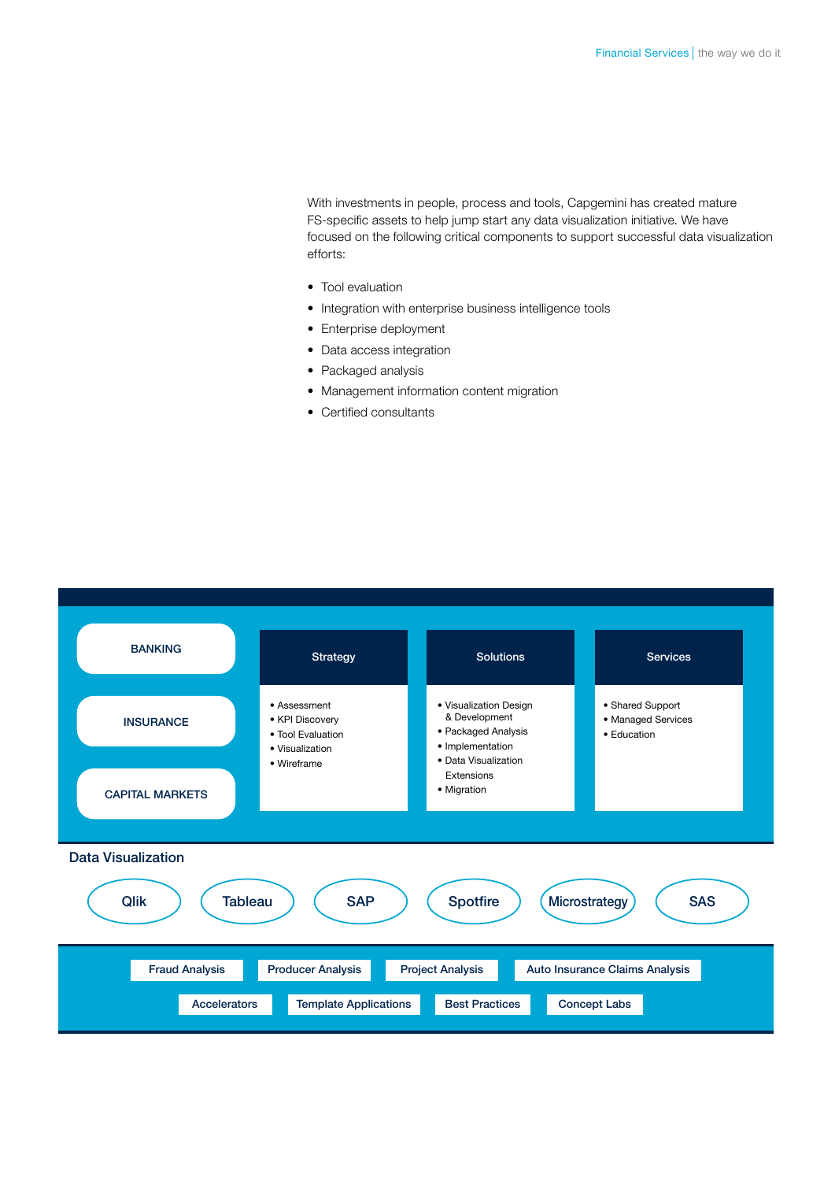With investments in people, process and tools, Capgemini has created mature FS-specific assets to help jump start any data visualization initiative. We have focused on the following critical components to support successful data visualization efforts:

- Tool evaluation
- Integration with enterprise business intelligence tools
- Enterprise deployment
- Data access integration
- Packaged analysis
- Management information content migration
- Certified consultants

BANKING

INSURANCE

CAPITAL MARKETS

| Strategy | Solutions | Services |
| --- | --- | --- |
| • Assessment<br>• KPI Discovery<br>• Tool Evaluation<br>• Visualization<br>• Wireframe | • Visualization Design & Development<br>• Packaged Analysis<br>• Implementation<br>• Data Visualization Extensions<br>• Migration | • Shared Support<br>• Managed Services<br>• Education |

**Data Visualization**

Qlik | Tableau | SAP | Spotfire | Microstrategy | SAS

Fraud Analysis | Producer Analysis | Project Analysis | Auto Insurance Claims Analysis

Accelerators | Template Applications | Best Practices | Concept Labs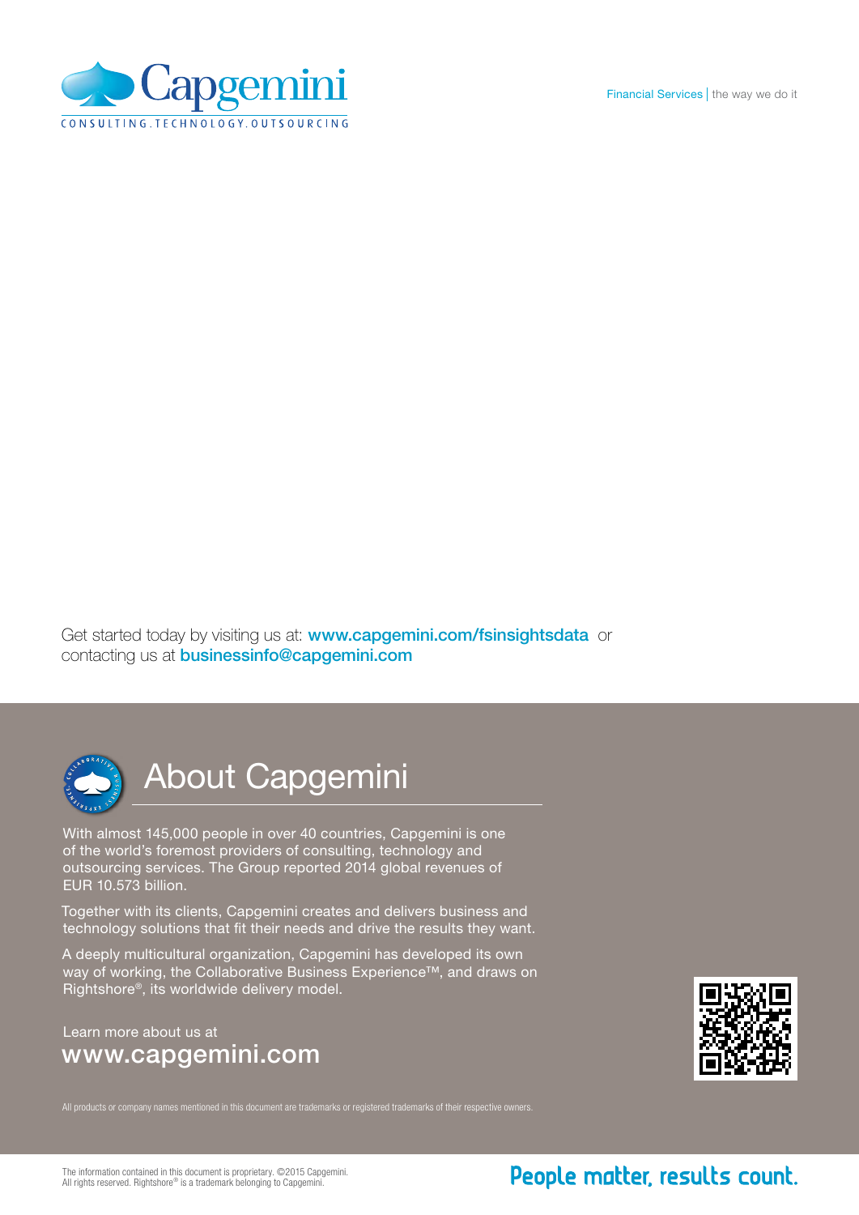Get started today by visiting us at: **www.capgemini.com/fsinsightsdata** or contacting us at **businessinfo@capgemini.com**

## About Capgemini

With almost 145,000 people in over 40 countries, Capgemini is one of the world's foremost providers of consulting, technology and outsourcing services. The Group reported 2014 global revenues of EUR 10.573 billion.

Together with its clients, Capgemini creates and delivers business and technology solutions that fit their needs and drive the results they want.

A deeply multicultural organization, Capgemini has developed its own way of working, the Collaborative Business Experience™, and draws on Rightshore®, its worldwide delivery model.

Learn more about us at

**www.capgemini.com**

All products or company names mentioned in this document are trademarks or registered trademarks of their respective owners.

The information contained in this document is proprietary. ©2015 Capgemini. All rights reserved. Rightshore® is a trademark belonging to Capgemini.

People matter, results count.